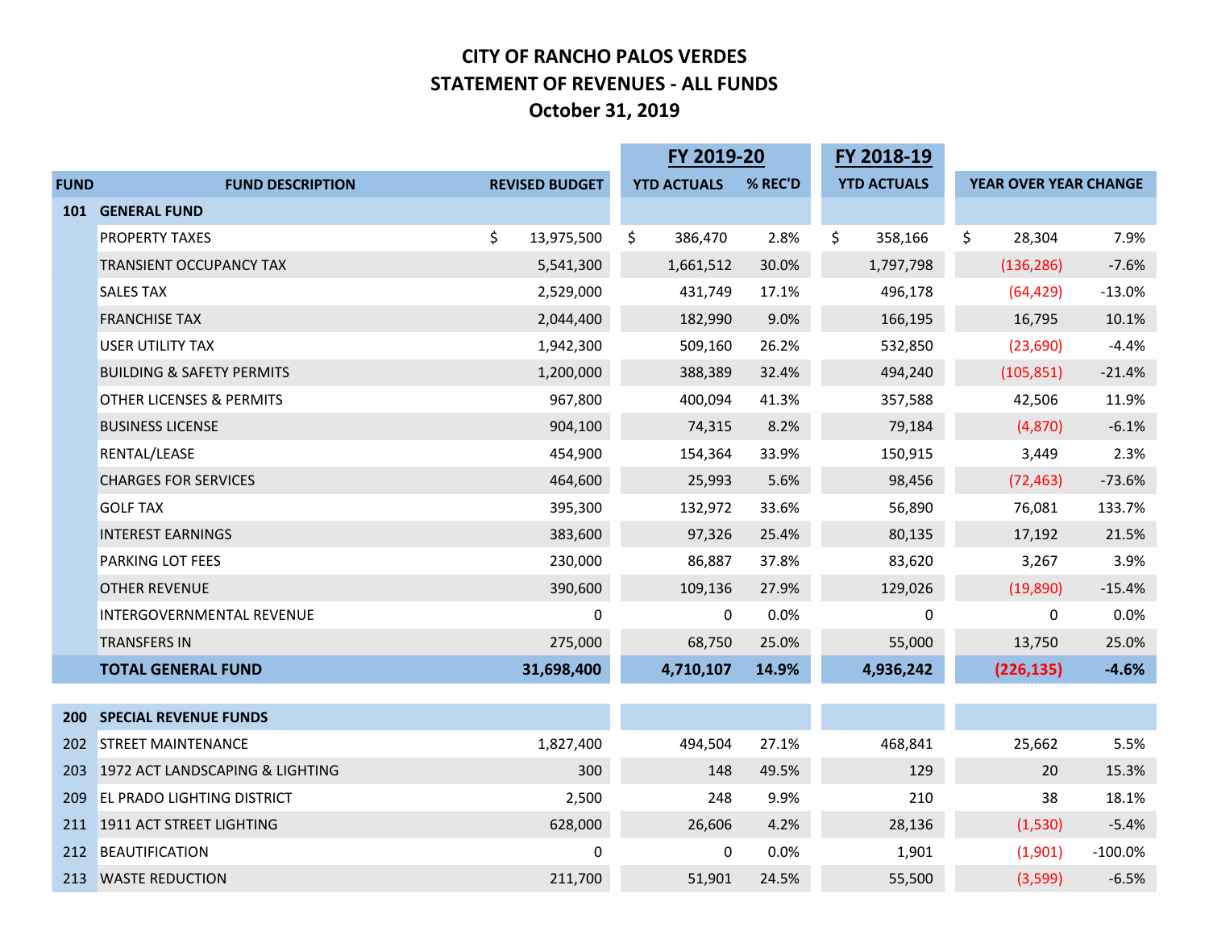# CITY OF RANCHO PALOS VERDES
## STATEMENT OF REVENUES - ALL FUNDS
### October 31, 2019

| | | | FY 2019-20 | | FY 2018-19 | | |
|---|---|---|---|---|---|---|---|
| **FUND** | **FUND DESCRIPTION** | **REVISED BUDGET** | **YTD ACTUALS** | **% REC'D** | **YTD ACTUALS** | **YEAR OVER YEAR CHANGE** | |
| **101** | **GENERAL FUND** | | | | | | |
| | PROPERTY TAXES | $ 13,975,500 | $ 386,470 | 2.8% | $ 358,166 | $ 28,304 | 7.9% |
| | TRANSIENT OCCUPANCY TAX | 5,541,300 | 1,661,512 | 30.0% | 1,797,798 | (136,286) | -7.6% |
| | SALES TAX | 2,529,000 | 431,749 | 17.1% | 496,178 | (64,429) | -13.0% |
| | FRANCHISE TAX | 2,044,400 | 182,990 | 9.0% | 166,195 | 16,795 | 10.1% |
| | USER UTILITY TAX | 1,942,300 | 509,160 | 26.2% | 532,850 | (23,690) | -4.4% |
| | BUILDING & SAFETY PERMITS | 1,200,000 | 388,389 | 32.4% | 494,240 | (105,851) | -21.4% |
| | OTHER LICENSES & PERMITS | 967,800 | 400,094 | 41.3% | 357,588 | 42,506 | 11.9% |
| | BUSINESS LICENSE | 904,100 | 74,315 | 8.2% | 79,184 | (4,870) | -6.1% |
| | RENTAL/LEASE | 454,900 | 154,364 | 33.9% | 150,915 | 3,449 | 2.3% |
| | CHARGES FOR SERVICES | 464,600 | 25,993 | 5.6% | 98,456 | (72,463) | -73.6% |
| | GOLF TAX | 395,300 | 132,972 | 33.6% | 56,890 | 76,081 | 133.7% |
| | INTEREST EARNINGS | 383,600 | 97,326 | 25.4% | 80,135 | 17,192 | 21.5% |
| | PARKING LOT FEES | 230,000 | 86,887 | 37.8% | 83,620 | 3,267 | 3.9% |
| | OTHER REVENUE | 390,600 | 109,136 | 27.9% | 129,026 | (19,890) | -15.4% |
| | INTERGOVERNMENTAL REVENUE | 0 | 0 | 0.0% | 0 | 0 | 0.0% |
| | TRANSFERS IN | 275,000 | 68,750 | 25.0% | 55,000 | 13,750 | 25.0% |
| | **TOTAL GENERAL FUND** | **31,698,400** | **4,710,107** | **14.9%** | **4,936,242** | **(226,135)** | **-4.6%** |
| **200** | **SPECIAL REVENUE FUNDS** | | | | | | |
| 202 | STREET MAINTENANCE | 1,827,400 | 494,504 | 27.1% | 468,841 | 25,662 | 5.5% |
| 203 | 1972 ACT LANDSCAPING & LIGHTING | 300 | 148 | 49.5% | 129 | 20 | 15.3% |
| 209 | EL PRADO LIGHTING DISTRICT | 2,500 | 248 | 9.9% | 210 | 38 | 18.1% |
| 211 | 1911 ACT STREET LIGHTING | 628,000 | 26,606 | 4.2% | 28,136 | (1,530) | -5.4% |
| 212 | BEAUTIFICATION | 0 | 0 | 0.0% | 1,901 | (1,901) | -100.0% |
| 213 | WASTE REDUCTION | 211,700 | 51,901 | 24.5% | 55,500 | (3,599) | -6.5% |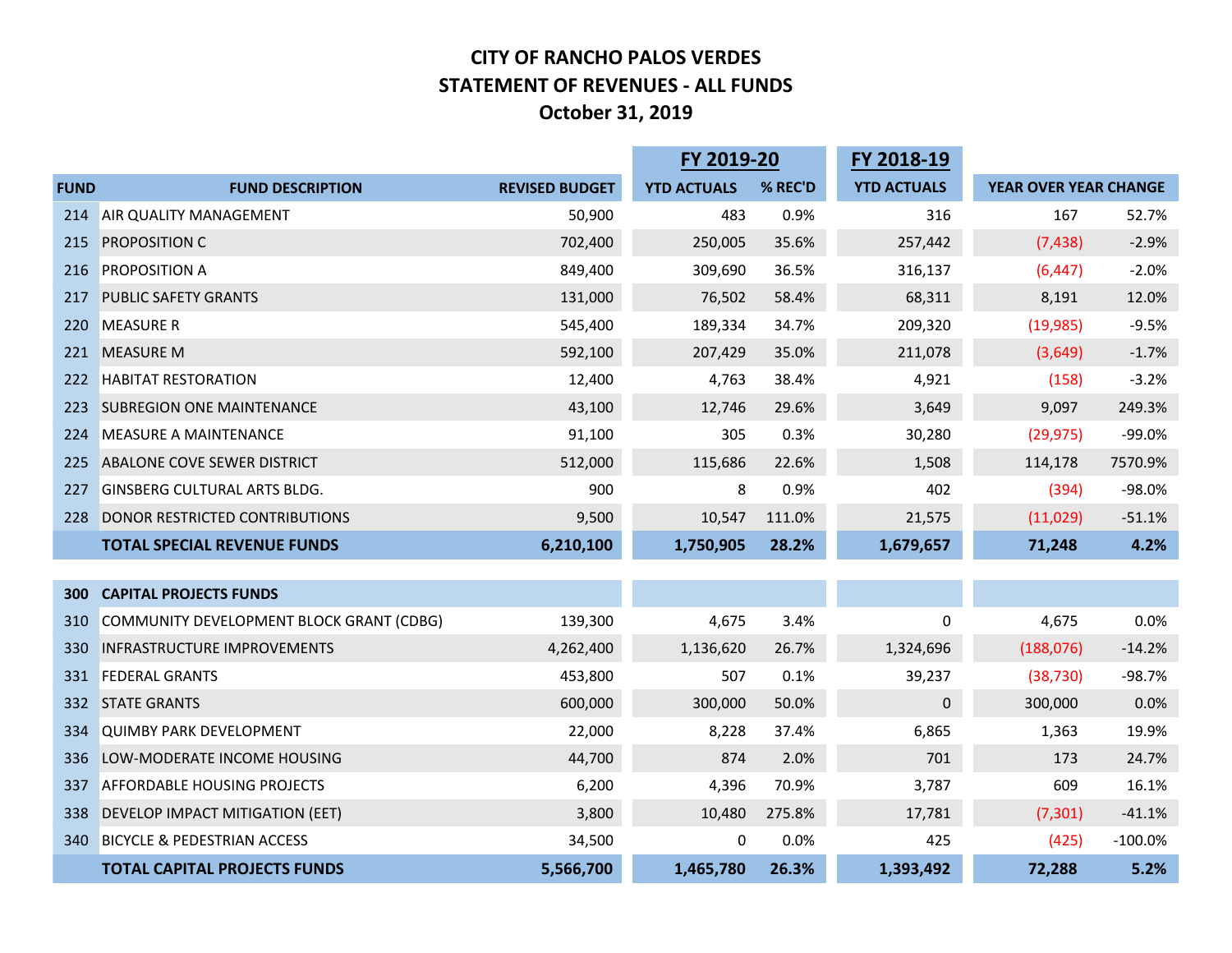# CITY OF RANCHO PALOS VERDES
## STATEMENT OF REVENUES - ALL FUNDS
## October 31, 2019

| FUND | FUND DESCRIPTION | REVISED BUDGET | FY 2019-20 YTD ACTUALS | FY 2019-20 % REC'D | FY 2018-19 YTD ACTUALS | YEAR OVER YEAR CHANGE | |
|---|---|---|---|---|---|---|---|
| 214 | AIR QUALITY MANAGEMENT | 50,900 | 483 | 0.9% | 316 | 167 | 52.7% |
| 215 | PROPOSITION C | 702,400 | 250,005 | 35.6% | 257,442 | (7,438) | -2.9% |
| 216 | PROPOSITION A | 849,400 | 309,690 | 36.5% | 316,137 | (6,447) | -2.0% |
| 217 | PUBLIC SAFETY GRANTS | 131,000 | 76,502 | 58.4% | 68,311 | 8,191 | 12.0% |
| 220 | MEASURE R | 545,400 | 189,334 | 34.7% | 209,320 | (19,985) | -9.5% |
| 221 | MEASURE M | 592,100 | 207,429 | 35.0% | 211,078 | (3,649) | -1.7% |
| 222 | HABITAT RESTORATION | 12,400 | 4,763 | 38.4% | 4,921 | (158) | -3.2% |
| 223 | SUBREGION ONE MAINTENANCE | 43,100 | 12,746 | 29.6% | 3,649 | 9,097 | 249.3% |
| 224 | MEASURE A MAINTENANCE | 91,100 | 305 | 0.3% | 30,280 | (29,975) | -99.0% |
| 225 | ABALONE COVE SEWER DISTRICT | 512,000 | 115,686 | 22.6% | 1,508 | 114,178 | 7570.9% |
| 227 | GINSBERG CULTURAL ARTS BLDG. | 900 | 8 | 0.9% | 402 | (394) | -98.0% |
| 228 | DONOR RESTRICTED CONTRIBUTIONS | 9,500 | 10,547 | 111.0% | 21,575 | (11,029) | -51.1% |
| | **TOTAL SPECIAL REVENUE FUNDS** | **6,210,100** | **1,750,905** | **28.2%** | **1,679,657** | **71,248** | **4.2%** |
| | | | | | | | |
| **300** | **CAPITAL PROJECTS FUNDS** | | | | | | |
| 310 | COMMUNITY DEVELOPMENT BLOCK GRANT (CDBG) | 139,300 | 4,675 | 3.4% | 0 | 4,675 | 0.0% |
| 330 | INFRASTRUCTURE IMPROVEMENTS | 4,262,400 | 1,136,620 | 26.7% | 1,324,696 | (188,076) | -14.2% |
| 331 | FEDERAL GRANTS | 453,800 | 507 | 0.1% | 39,237 | (38,730) | -98.7% |
| 332 | STATE GRANTS | 600,000 | 300,000 | 50.0% | 0 | 300,000 | 0.0% |
| 334 | QUIMBY PARK DEVELOPMENT | 22,000 | 8,228 | 37.4% | 6,865 | 1,363 | 19.9% |
| 336 | LOW-MODERATE INCOME HOUSING | 44,700 | 874 | 2.0% | 701 | 173 | 24.7% |
| 337 | AFFORDABLE HOUSING PROJECTS | 6,200 | 4,396 | 70.9% | 3,787 | 609 | 16.1% |
| 338 | DEVELOP IMPACT MITIGATION (EET) | 3,800 | 10,480 | 275.8% | 17,781 | (7,301) | -41.1% |
| 340 | BICYCLE & PEDESTRIAN ACCESS | 34,500 | 0 | 0.0% | 425 | (425) | -100.0% |
| | **TOTAL CAPITAL PROJECTS FUNDS** | **5,566,700** | **1,465,780** | **26.3%** | **1,393,492** | **72,288** | **5.2%** |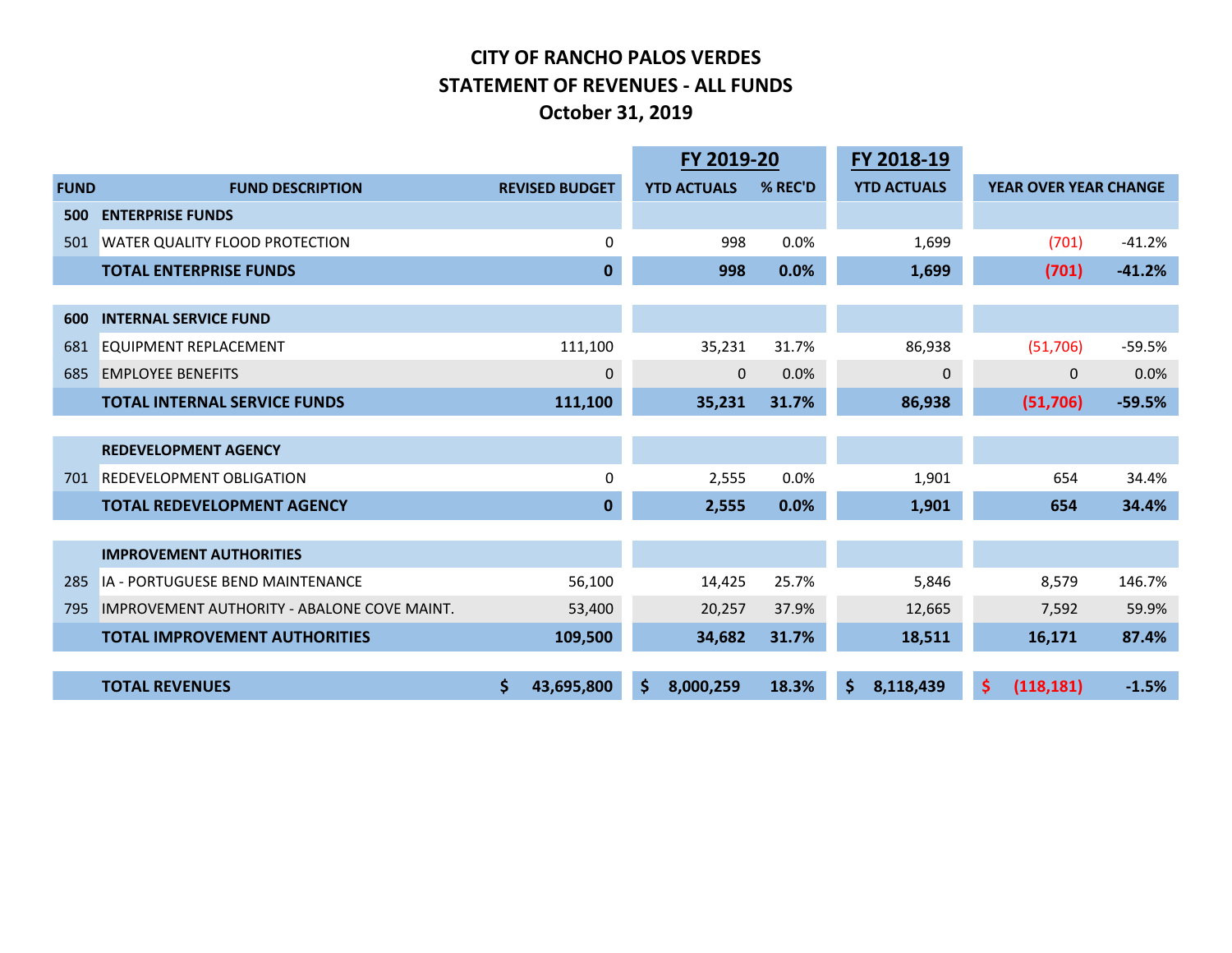# CITY OF RANCHO PALOS VERDES
## STATEMENT OF REVENUES - ALL FUNDS
### October 31, 2019

| | | | FY 2019-20 | | FY 2018-19 | | |
|---|---|---|---|---|---|---|---|
| **FUND** | **FUND DESCRIPTION** | **REVISED BUDGET** | **YTD ACTUALS** | **% REC'D** | **YTD ACTUALS** | **YEAR OVER YEAR CHANGE** | |
| **500** | **ENTERPRISE FUNDS** | | | | | | |
| 501 | WATER QUALITY FLOOD PROTECTION | 0 | 998 | 0.0% | 1,699 | (701) | -41.2% |
| | **TOTAL ENTERPRISE FUNDS** | **0** | **998** | **0.0%** | **1,699** | **(701)** | **-41.2%** |
| **600** | **INTERNAL SERVICE FUND** | | | | | | |
| 681 | EQUIPMENT REPLACEMENT | 111,100 | 35,231 | 31.7% | 86,938 | (51,706) | -59.5% |
| 685 | EMPLOYEE BENEFITS | 0 | 0 | 0.0% | 0 | 0 | 0.0% |
| | **TOTAL INTERNAL SERVICE FUNDS** | **111,100** | **35,231** | **31.7%** | **86,938** | **(51,706)** | **-59.5%** |
| | **REDEVELOPMENT AGENCY** | | | | | | |
| 701 | REDEVELOPMENT OBLIGATION | 0 | 2,555 | 0.0% | 1,901 | 654 | 34.4% |
| | **TOTAL REDEVELOPMENT AGENCY** | **0** | **2,555** | **0.0%** | **1,901** | **654** | **34.4%** |
| | **IMPROVEMENT AUTHORITIES** | | | | | | |
| 285 | IA - PORTUGUESE BEND MAINTENANCE | 56,100 | 14,425 | 25.7% | 5,846 | 8,579 | 146.7% |
| 795 | IMPROVEMENT AUTHORITY - ABALONE COVE MAINT. | 53,400 | 20,257 | 37.9% | 12,665 | 7,592 | 59.9% |
| | **TOTAL IMPROVEMENT AUTHORITIES** | **109,500** | **34,682** | **31.7%** | **18,511** | **16,171** | **87.4%** |
| | **TOTAL REVENUES** | **$ 43,695,800** | **$ 8,000,259** | **18.3%** | **$ 8,118,439** | **$ (118,181)** | **-1.5%** |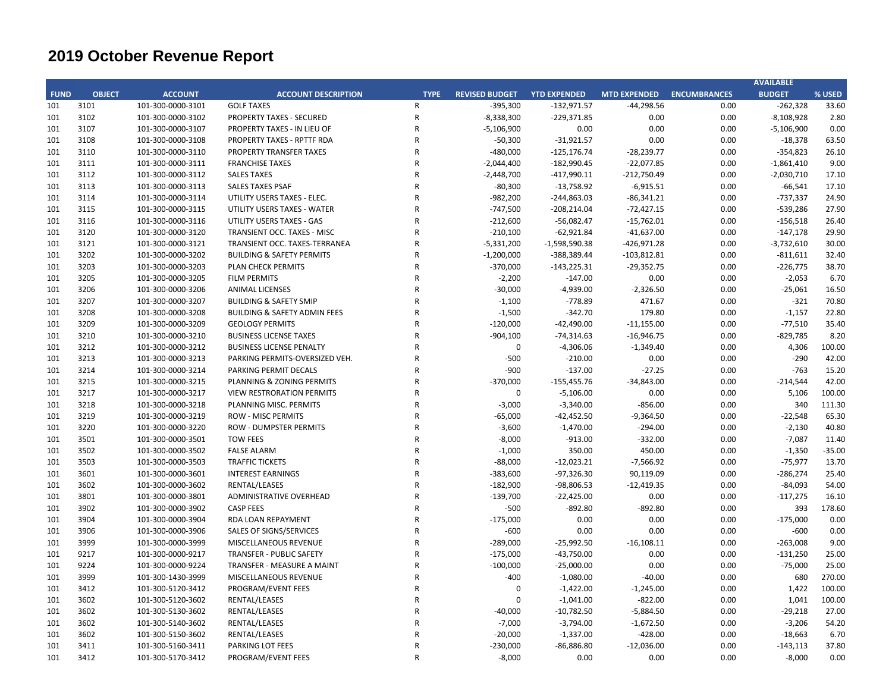# 2019 October Revenue Report

| FUND | OBJECT | ACCOUNT | ACCOUNT DESCRIPTION | TYPE | REVISED BUDGET | YTD EXPENDED | MTD EXPENDED | ENCUMBRANCES | AVAILABLE BUDGET | % USED |
|---|---|---|---|---|---|---|---|---|---|---|
| 101 | 3101 | 101-300-0000-3101 | GOLF TAXES | R | -395,300 | -132,971.57 | -44,298.56 | 0.00 | -262,328 | 33.60 |
| 101 | 3102 | 101-300-0000-3102 | PROPERTY TAXES - SECURED | R | -8,338,300 | -229,371.85 | 0.00 | 0.00 | -8,108,928 | 2.80 |
| 101 | 3107 | 101-300-0000-3107 | PROPERTY TAXES - IN LIEU OF | R | -5,106,900 | 0.00 | 0.00 | 0.00 | -5,106,900 | 0.00 |
| 101 | 3108 | 101-300-0000-3108 | PROPERTY TAXES - RPTTF RDA | R | -50,300 | -31,921.57 | 0.00 | 0.00 | -18,378 | 63.50 |
| 101 | 3110 | 101-300-0000-3110 | PROPERTY TRANSFER TAXES | R | -480,000 | -125,176.74 | -28,239.77 | 0.00 | -354,823 | 26.10 |
| 101 | 3111 | 101-300-0000-3111 | FRANCHISE TAXES | R | -2,044,400 | -182,990.45 | -22,077.85 | 0.00 | -1,861,410 | 9.00 |
| 101 | 3112 | 101-300-0000-3112 | SALES TAXES | R | -2,448,700 | -417,990.11 | -212,750.49 | 0.00 | -2,030,710 | 17.10 |
| 101 | 3113 | 101-300-0000-3113 | SALES TAXES PSAF | R | -80,300 | -13,758.92 | -6,915.51 | 0.00 | -66,541 | 17.10 |
| 101 | 3114 | 101-300-0000-3114 | UTILITY USERS TAXES - ELEC. | R | -982,200 | -244,863.03 | -86,341.21 | 0.00 | -737,337 | 24.90 |
| 101 | 3115 | 101-300-0000-3115 | UTILITY USERS TAXES - WATER | R | -747,500 | -208,214.04 | -72,427.15 | 0.00 | -539,286 | 27.90 |
| 101 | 3116 | 101-300-0000-3116 | UTILITY USERS TAXES - GAS | R | -212,600 | -56,082.47 | -15,762.01 | 0.00 | -156,518 | 26.40 |
| 101 | 3120 | 101-300-0000-3120 | TRANSIENT OCC. TAXES - MISC | R | -210,100 | -62,921.84 | -41,637.00 | 0.00 | -147,178 | 29.90 |
| 101 | 3121 | 101-300-0000-3121 | TRANSIENT OCC. TAXES-TERRANEA | R | -5,331,200 | -1,598,590.38 | -426,971.28 | 0.00 | -3,732,610 | 30.00 |
| 101 | 3202 | 101-300-0000-3202 | BUILDING & SAFETY PERMITS | R | -1,200,000 | -388,389.44 | -103,812.81 | 0.00 | -811,611 | 32.40 |
| 101 | 3203 | 101-300-0000-3203 | PLAN CHECK PERMITS | R | -370,000 | -143,225.31 | -29,352.75 | 0.00 | -226,775 | 38.70 |
| 101 | 3205 | 101-300-0000-3205 | FILM PERMITS | R | -2,200 | -147.00 | 0.00 | 0.00 | -2,053 | 6.70 |
| 101 | 3206 | 101-300-0000-3206 | ANIMAL LICENSES | R | -30,000 | -4,939.00 | -2,326.50 | 0.00 | -25,061 | 16.50 |
| 101 | 3207 | 101-300-0000-3207 | BUILDING & SAFETY SMIP | R | -1,100 | -778.89 | 471.67 | 0.00 | -321 | 70.80 |
| 101 | 3208 | 101-300-0000-3208 | BUILDING & SAFETY ADMIN FEES | R | -1,500 | -342.70 | 179.80 | 0.00 | -1,157 | 22.80 |
| 101 | 3209 | 101-300-0000-3209 | GEOLOGY PERMITS | R | -120,000 | -42,490.00 | -11,155.00 | 0.00 | -77,510 | 35.40 |
| 101 | 3210 | 101-300-0000-3210 | BUSINESS LICENSE TAXES | R | -904,100 | -74,314.63 | -16,946.75 | 0.00 | -829,785 | 8.20 |
| 101 | 3212 | 101-300-0000-3212 | BUSINESS LICENSE PENALTY | R | 0 | -4,306.06 | -1,349.40 | 0.00 | 4,306 | 100.00 |
| 101 | 3213 | 101-300-0000-3213 | PARKING PERMITS-OVERSIZED VEH. | R | -500 | -210.00 | 0.00 | 0.00 | -290 | 42.00 |
| 101 | 3214 | 101-300-0000-3214 | PARKING PERMIT DECALS | R | -900 | -137.00 | -27.25 | 0.00 | -763 | 15.20 |
| 101 | 3215 | 101-300-0000-3215 | PLANNING & ZONING PERMITS | R | -370,000 | -155,455.76 | -34,843.00 | 0.00 | -214,544 | 42.00 |
| 101 | 3217 | 101-300-0000-3217 | VIEW RESTRORATION PERMITS | R | 0 | -5,106.00 | 0.00 | 0.00 | 5,106 | 100.00 |
| 101 | 3218 | 101-300-0000-3218 | PLANNING MISC. PERMITS | R | -3,000 | -3,340.00 | -856.00 | 0.00 | 340 | 111.30 |
| 101 | 3219 | 101-300-0000-3219 | ROW - MISC PERMITS | R | -65,000 | -42,452.50 | -9,364.50 | 0.00 | -22,548 | 65.30 |
| 101 | 3220 | 101-300-0000-3220 | ROW - DUMPSTER PERMITS | R | -3,600 | -1,470.00 | -294.00 | 0.00 | -2,130 | 40.80 |
| 101 | 3501 | 101-300-0000-3501 | TOW FEES | R | -8,000 | -913.00 | -332.00 | 0.00 | -7,087 | 11.40 |
| 101 | 3502 | 101-300-0000-3502 | FALSE ALARM | R | -1,000 | 350.00 | 450.00 | 0.00 | -1,350 | -35.00 |
| 101 | 3503 | 101-300-0000-3503 | TRAFFIC TICKETS | R | -88,000 | -12,023.21 | -7,566.92 | 0.00 | -75,977 | 13.70 |
| 101 | 3601 | 101-300-0000-3601 | INTEREST EARNINGS | R | -383,600 | -97,326.30 | 90,119.09 | 0.00 | -286,274 | 25.40 |
| 101 | 3602 | 101-300-0000-3602 | RENTAL/LEASES | R | -182,900 | -98,806.53 | -12,419.35 | 0.00 | -84,093 | 54.00 |
| 101 | 3801 | 101-300-0000-3801 | ADMINISTRATIVE OVERHEAD | R | -139,700 | -22,425.00 | 0.00 | 0.00 | -117,275 | 16.10 |
| 101 | 3902 | 101-300-0000-3902 | CASP FEES | R | -500 | -892.80 | -892.80 | 0.00 | 393 | 178.60 |
| 101 | 3904 | 101-300-0000-3904 | RDA LOAN REPAYMENT | R | -175,000 | 0.00 | 0.00 | 0.00 | -175,000 | 0.00 |
| 101 | 3906 | 101-300-0000-3906 | SALES OF SIGNS/SERVICES | R | -600 | 0.00 | 0.00 | 0.00 | -600 | 0.00 |
| 101 | 3999 | 101-300-0000-3999 | MISCELLANEOUS REVENUE | R | -289,000 | -25,992.50 | -16,108.11 | 0.00 | -263,008 | 9.00 |
| 101 | 9217 | 101-300-0000-9217 | TRANSFER - PUBLIC SAFETY | R | -175,000 | -43,750.00 | 0.00 | 0.00 | -131,250 | 25.00 |
| 101 | 9224 | 101-300-0000-9224 | TRANSFER - MEASURE A MAINT | R | -100,000 | -25,000.00 | 0.00 | 0.00 | -75,000 | 25.00 |
| 101 | 3999 | 101-300-1430-3999 | MISCELLANEOUS REVENUE | R | -400 | -1,080.00 | -40.00 | 0.00 | 680 | 270.00 |
| 101 | 3412 | 101-300-5120-3412 | PROGRAM/EVENT FEES | R | 0 | -1,422.00 | -1,245.00 | 0.00 | 1,422 | 100.00 |
| 101 | 3602 | 101-300-5120-3602 | RENTAL/LEASES | R | 0 | -1,041.00 | -822.00 | 0.00 | 1,041 | 100.00 |
| 101 | 3602 | 101-300-5130-3602 | RENTAL/LEASES | R | -40,000 | -10,782.50 | -5,884.50 | 0.00 | -29,218 | 27.00 |
| 101 | 3602 | 101-300-5140-3602 | RENTAL/LEASES | R | -7,000 | -3,794.00 | -1,672.50 | 0.00 | -3,206 | 54.20 |
| 101 | 3602 | 101-300-5150-3602 | RENTAL/LEASES | R | -20,000 | -1,337.00 | -428.00 | 0.00 | -18,663 | 6.70 |
| 101 | 3411 | 101-300-5160-3411 | PARKING LOT FEES | R | -230,000 | -86,886.80 | -12,036.00 | 0.00 | -143,113 | 37.80 |
| 101 | 3412 | 101-300-5170-3412 | PROGRAM/EVENT FEES | R | -8,000 | 0.00 | 0.00 | 0.00 | -8,000 | 0.00 |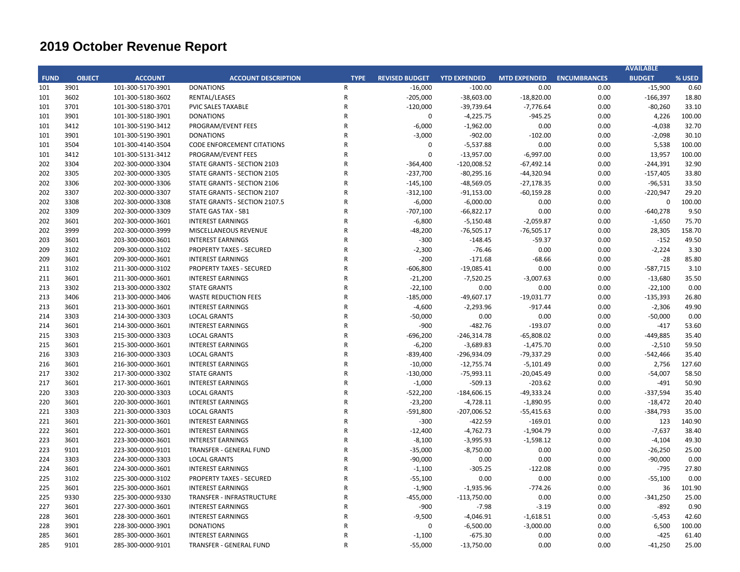# 2019 October Revenue Report

| FUND | OBJECT | ACCOUNT | ACCOUNT DESCRIPTION | TYPE | REVISED BUDGET | YTD EXPENDED | MTD EXPENDED | ENCUMBRANCES | AVAILABLE BUDGET | % USED |
|---|---|---|---|---|---|---|---|---|---|---|
| 101 | 3901 | 101-300-5170-3901 | DONATIONS | R | -16,000 | -100.00 | 0.00 | 0.00 | -15,900 | 0.60 |
| 101 | 3602 | 101-300-5180-3602 | RENTAL/LEASES | R | -205,000 | -38,603.00 | -18,820.00 | 0.00 | -166,397 | 18.80 |
| 101 | 3701 | 101-300-5180-3701 | PVIC SALES TAXABLE | R | -120,000 | -39,739.64 | -7,776.64 | 0.00 | -80,260 | 33.10 |
| 101 | 3901 | 101-300-5180-3901 | DONATIONS | R | 0 | -4,225.75 | -945.25 | 0.00 | 4,226 | 100.00 |
| 101 | 3412 | 101-300-5190-3412 | PROGRAM/EVENT FEES | R | -6,000 | -1,962.00 | 0.00 | 0.00 | -4,038 | 32.70 |
| 101 | 3901 | 101-300-5190-3901 | DONATIONS | R | -3,000 | -902.00 | -102.00 | 0.00 | -2,098 | 30.10 |
| 101 | 3504 | 101-300-4140-3504 | CODE ENFORCEMENT CITATIONS | R | 0 | -5,537.88 | 0.00 | 0.00 | 5,538 | 100.00 |
| 101 | 3412 | 101-300-5131-3412 | PROGRAM/EVENT FEES | R | 0 | -13,957.00 | -6,997.00 | 0.00 | 13,957 | 100.00 |
| 202 | 3304 | 202-300-0000-3304 | STATE GRANTS - SECTION 2103 | R | -364,400 | -120,008.52 | -67,492.14 | 0.00 | -244,391 | 32.90 |
| 202 | 3305 | 202-300-0000-3305 | STATE GRANTS - SECTION 2105 | R | -237,700 | -80,295.16 | -44,320.94 | 0.00 | -157,405 | 33.80 |
| 202 | 3306 | 202-300-0000-3306 | STATE GRANTS - SECTION 2106 | R | -145,100 | -48,569.05 | -27,178.35 | 0.00 | -96,531 | 33.50 |
| 202 | 3307 | 202-300-0000-3307 | STATE GRANTS - SECTION 2107 | R | -312,100 | -91,153.00 | -60,159.28 | 0.00 | -220,947 | 29.20 |
| 202 | 3308 | 202-300-0000-3308 | STATE GRANTS - SECTION 2107.5 | R | -6,000 | -6,000.00 | 0.00 | 0.00 | 0 | 100.00 |
| 202 | 3309 | 202-300-0000-3309 | STATE GAS TAX - SB1 | R | -707,100 | -66,822.17 | 0.00 | 0.00 | -640,278 | 9.50 |
| 202 | 3601 | 202-300-0000-3601 | INTEREST EARNINGS | R | -6,800 | -5,150.48 | -2,059.87 | 0.00 | -1,650 | 75.70 |
| 202 | 3999 | 202-300-0000-3999 | MISCELLANEOUS REVENUE | R | -48,200 | -76,505.17 | -76,505.17 | 0.00 | 28,305 | 158.70 |
| 203 | 3601 | 203-300-0000-3601 | INTEREST EARNINGS | R | -300 | -148.45 | -59.37 | 0.00 | -152 | 49.50 |
| 209 | 3102 | 209-300-0000-3102 | PROPERTY TAXES - SECURED | R | -2,300 | -76.46 | 0.00 | 0.00 | -2,224 | 3.30 |
| 209 | 3601 | 209-300-0000-3601 | INTEREST EARNINGS | R | -200 | -171.68 | -68.66 | 0.00 | -28 | 85.80 |
| 211 | 3102 | 211-300-0000-3102 | PROPERTY TAXES - SECURED | R | -606,800 | -19,085.41 | 0.00 | 0.00 | -587,715 | 3.10 |
| 211 | 3601 | 211-300-0000-3601 | INTEREST EARNINGS | R | -21,200 | -7,520.25 | -3,007.63 | 0.00 | -13,680 | 35.50 |
| 213 | 3302 | 213-300-0000-3302 | STATE GRANTS | R | -22,100 | 0.00 | 0.00 | 0.00 | -22,100 | 0.00 |
| 213 | 3406 | 213-300-0000-3406 | WASTE REDUCTION FEES | R | -185,000 | -49,607.17 | -19,031.77 | 0.00 | -135,393 | 26.80 |
| 213 | 3601 | 213-300-0000-3601 | INTEREST EARNINGS | R | -4,600 | -2,293.96 | -917.44 | 0.00 | -2,306 | 49.90 |
| 214 | 3303 | 214-300-0000-3303 | LOCAL GRANTS | R | -50,000 | 0.00 | 0.00 | 0.00 | -50,000 | 0.00 |
| 214 | 3601 | 214-300-0000-3601 | INTEREST EARNINGS | R | -900 | -482.76 | -193.07 | 0.00 | -417 | 53.60 |
| 215 | 3303 | 215-300-0000-3303 | LOCAL GRANTS | R | -696,200 | -246,314.78 | -65,808.02 | 0.00 | -449,885 | 35.40 |
| 215 | 3601 | 215-300-0000-3601 | INTEREST EARNINGS | R | -6,200 | -3,689.83 | -1,475.70 | 0.00 | -2,510 | 59.50 |
| 216 | 3303 | 216-300-0000-3303 | LOCAL GRANTS | R | -839,400 | -296,934.09 | -79,337.29 | 0.00 | -542,466 | 35.40 |
| 216 | 3601 | 216-300-0000-3601 | INTEREST EARNINGS | R | -10,000 | -12,755.74 | -5,101.49 | 0.00 | 2,756 | 127.60 |
| 217 | 3302 | 217-300-0000-3302 | STATE GRANTS | R | -130,000 | -75,993.11 | -20,045.49 | 0.00 | -54,007 | 58.50 |
| 217 | 3601 | 217-300-0000-3601 | INTEREST EARNINGS | R | -1,000 | -509.13 | -203.62 | 0.00 | -491 | 50.90 |
| 220 | 3303 | 220-300-0000-3303 | LOCAL GRANTS | R | -522,200 | -184,606.15 | -49,333.24 | 0.00 | -337,594 | 35.40 |
| 220 | 3601 | 220-300-0000-3601 | INTEREST EARNINGS | R | -23,200 | -4,728.11 | -1,890.95 | 0.00 | -18,472 | 20.40 |
| 221 | 3303 | 221-300-0000-3303 | LOCAL GRANTS | R | -591,800 | -207,006.52 | -55,415.63 | 0.00 | -384,793 | 35.00 |
| 221 | 3601 | 221-300-0000-3601 | INTEREST EARNINGS | R | -300 | -422.59 | -169.01 | 0.00 | 123 | 140.90 |
| 222 | 3601 | 222-300-0000-3601 | INTEREST EARNINGS | R | -12,400 | -4,762.73 | -1,904.79 | 0.00 | -7,637 | 38.40 |
| 223 | 3601 | 223-300-0000-3601 | INTEREST EARNINGS | R | -8,100 | -3,995.93 | -1,598.12 | 0.00 | -4,104 | 49.30 |
| 223 | 9101 | 223-300-0000-9101 | TRANSFER - GENERAL FUND | R | -35,000 | -8,750.00 | 0.00 | 0.00 | -26,250 | 25.00 |
| 224 | 3303 | 224-300-0000-3303 | LOCAL GRANTS | R | -90,000 | 0.00 | 0.00 | 0.00 | -90,000 | 0.00 |
| 224 | 3601 | 224-300-0000-3601 | INTEREST EARNINGS | R | -1,100 | -305.25 | -122.08 | 0.00 | -795 | 27.80 |
| 225 | 3102 | 225-300-0000-3102 | PROPERTY TAXES - SECURED | R | -55,100 | 0.00 | 0.00 | 0.00 | -55,100 | 0.00 |
| 225 | 3601 | 225-300-0000-3601 | INTEREST EARNINGS | R | -1,900 | -1,935.96 | -774.26 | 0.00 | 36 | 101.90 |
| 225 | 9330 | 225-300-0000-9330 | TRANSFER - INFRASTRUCTURE | R | -455,000 | -113,750.00 | 0.00 | 0.00 | -341,250 | 25.00 |
| 227 | 3601 | 227-300-0000-3601 | INTEREST EARNINGS | R | -900 | -7.98 | -3.19 | 0.00 | -892 | 0.90 |
| 228 | 3601 | 228-300-0000-3601 | INTEREST EARNINGS | R | -9,500 | -4,046.91 | -1,618.51 | 0.00 | -5,453 | 42.60 |
| 228 | 3901 | 228-300-0000-3901 | DONATIONS | R | 0 | -6,500.00 | -3,000.00 | 0.00 | 6,500 | 100.00 |
| 285 | 3601 | 285-300-0000-3601 | INTEREST EARNINGS | R | -1,100 | -675.30 | 0.00 | 0.00 | -425 | 61.40 |
| 285 | 9101 | 285-300-0000-9101 | TRANSFER - GENERAL FUND | R | -55,000 | -13,750.00 | 0.00 | 0.00 | -41,250 | 25.00 |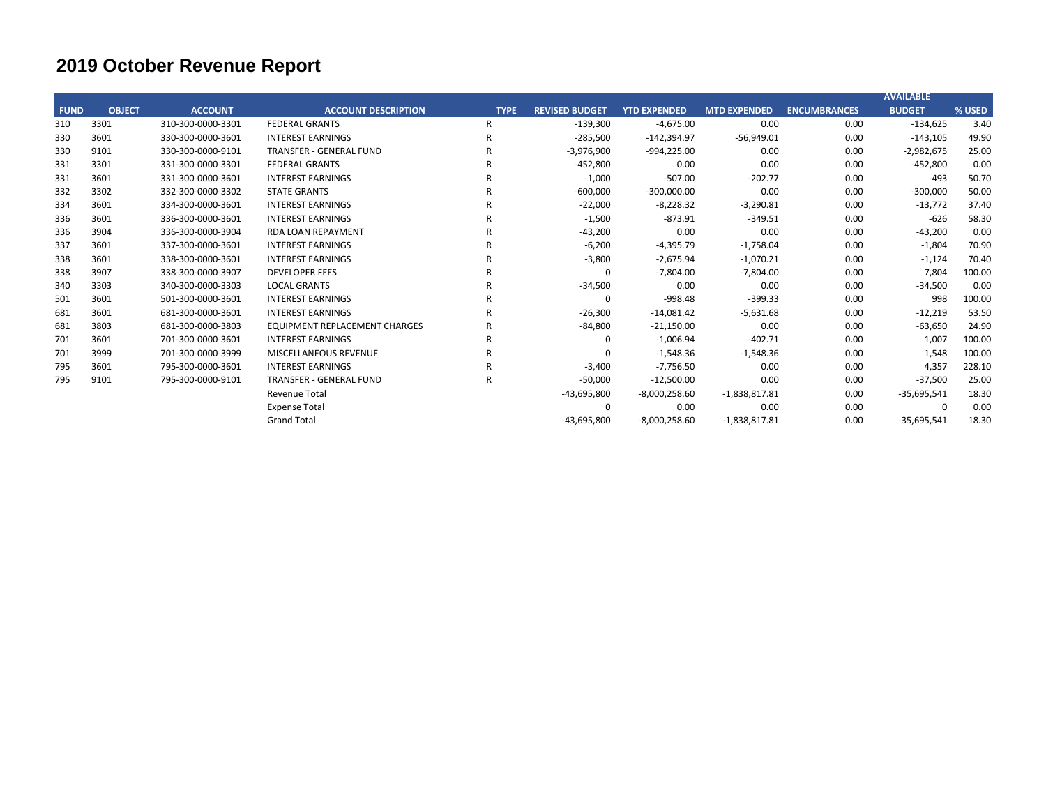# 2019 October Revenue Report

| FUND | OBJECT | ACCOUNT | ACCOUNT DESCRIPTION | TYPE | REVISED BUDGET | YTD EXPENDED | MTD EXPENDED | ENCUMBRANCES | AVAILABLE BUDGET | % USED |
|---|---|---|---|---|---|---|---|---|---|---|
| 310 | 3301 | 310-300-0000-3301 | FEDERAL GRANTS | R | -139,300 | -4,675.00 | 0.00 | 0.00 | -134,625 | 3.40 |
| 330 | 3601 | 330-300-0000-3601 | INTEREST EARNINGS | R | -285,500 | -142,394.97 | -56,949.01 | 0.00 | -143,105 | 49.90 |
| 330 | 9101 | 330-300-0000-9101 | TRANSFER - GENERAL FUND | R | -3,976,900 | -994,225.00 | 0.00 | 0.00 | -2,982,675 | 25.00 |
| 331 | 3301 | 331-300-0000-3301 | FEDERAL GRANTS | R | -452,800 | 0.00 | 0.00 | 0.00 | -452,800 | 0.00 |
| 331 | 3601 | 331-300-0000-3601 | INTEREST EARNINGS | R | -1,000 | -507.00 | -202.77 | 0.00 | -493 | 50.70 |
| 332 | 3302 | 332-300-0000-3302 | STATE GRANTS | R | -600,000 | -300,000.00 | 0.00 | 0.00 | -300,000 | 50.00 |
| 334 | 3601 | 334-300-0000-3601 | INTEREST EARNINGS | R | -22,000 | -8,228.32 | -3,290.81 | 0.00 | -13,772 | 37.40 |
| 336 | 3601 | 336-300-0000-3601 | INTEREST EARNINGS | R | -1,500 | -873.91 | -349.51 | 0.00 | -626 | 58.30 |
| 336 | 3904 | 336-300-0000-3904 | RDA LOAN REPAYMENT | R | -43,200 | 0.00 | 0.00 | 0.00 | -43,200 | 0.00 |
| 337 | 3601 | 337-300-0000-3601 | INTEREST EARNINGS | R | -6,200 | -4,395.79 | -1,758.04 | 0.00 | -1,804 | 70.90 |
| 338 | 3601 | 338-300-0000-3601 | INTEREST EARNINGS | R | -3,800 | -2,675.94 | -1,070.21 | 0.00 | -1,124 | 70.40 |
| 338 | 3907 | 338-300-0000-3907 | DEVELOPER FEES | R | 0 | -7,804.00 | -7,804.00 | 0.00 | 7,804 | 100.00 |
| 340 | 3303 | 340-300-0000-3303 | LOCAL GRANTS | R | -34,500 | 0.00 | 0.00 | 0.00 | -34,500 | 0.00 |
| 501 | 3601 | 501-300-0000-3601 | INTEREST EARNINGS | R | 0 | -998.48 | -399.33 | 0.00 | 998 | 100.00 |
| 681 | 3601 | 681-300-0000-3601 | INTEREST EARNINGS | R | -26,300 | -14,081.42 | -5,631.68 | 0.00 | -12,219 | 53.50 |
| 681 | 3803 | 681-300-0000-3803 | EQUIPMENT REPLACEMENT CHARGES | R | -84,800 | -21,150.00 | 0.00 | 0.00 | -63,650 | 24.90 |
| 701 | 3601 | 701-300-0000-3601 | INTEREST EARNINGS | R | 0 | -1,006.94 | -402.71 | 0.00 | 1,007 | 100.00 |
| 701 | 3999 | 701-300-0000-3999 | MISCELLANEOUS REVENUE | R | 0 | -1,548.36 | -1,548.36 | 0.00 | 1,548 | 100.00 |
| 795 | 3601 | 795-300-0000-3601 | INTEREST EARNINGS | R | -3,400 | -7,756.50 | 0.00 | 0.00 | 4,357 | 228.10 |
| 795 | 9101 | 795-300-0000-9101 | TRANSFER - GENERAL FUND | R | -50,000 | -12,500.00 | 0.00 | 0.00 | -37,500 | 25.00 |
| | | | Revenue Total | | -43,695,800 | -8,000,258.60 | -1,838,817.81 | 0.00 | -35,695,541 | 18.30 |
| | | | Expense Total | | 0 | 0.00 | 0.00 | 0.00 | 0 | 0.00 |
| | | | Grand Total | | -43,695,800 | -8,000,258.60 | -1,838,817.81 | 0.00 | -35,695,541 | 18.30 |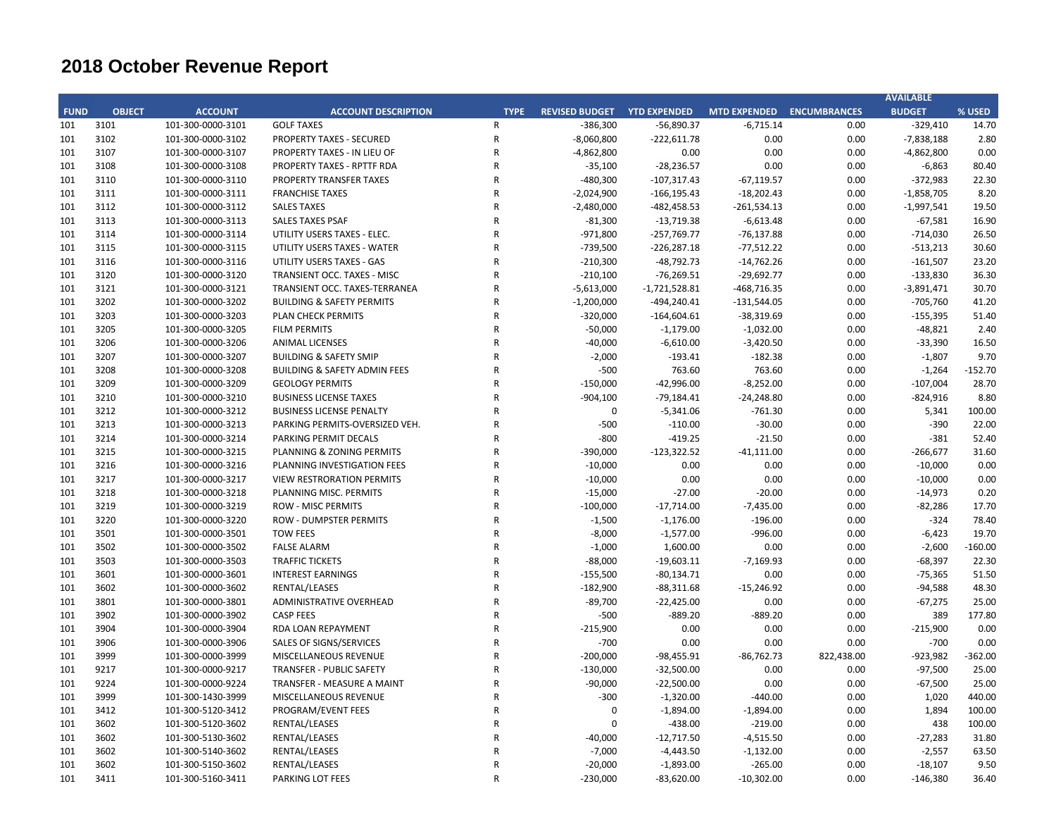# 2018 October Revenue Report

| FUND | OBJECT | ACCOUNT | ACCOUNT DESCRIPTION | TYPE | REVISED BUDGET | YTD EXPENDED | MTD EXPENDED | ENCUMBRANCES | AVAILABLE BUDGET | % USED |
|---|---|---|---|---|---|---|---|---|---|---|
| 101 | 3101 | 101-300-0000-3101 | GOLF TAXES | R | -386,300 | -56,890.37 | -6,715.14 | 0.00 | -329,410 | 14.70 |
| 101 | 3102 | 101-300-0000-3102 | PROPERTY TAXES - SECURED | R | -8,060,800 | -222,611.78 | 0.00 | 0.00 | -7,838,188 | 2.80 |
| 101 | 3107 | 101-300-0000-3107 | PROPERTY TAXES - IN LIEU OF | R | -4,862,800 | 0.00 | 0.00 | 0.00 | -4,862,800 | 0.00 |
| 101 | 3108 | 101-300-0000-3108 | PROPERTY TAXES - RPTTF RDA | R | -35,100 | -28,236.57 | 0.00 | 0.00 | -6,863 | 80.40 |
| 101 | 3110 | 101-300-0000-3110 | PROPERTY TRANSFER TAXES | R | -480,300 | -107,317.43 | -67,119.57 | 0.00 | -372,983 | 22.30 |
| 101 | 3111 | 101-300-0000-3111 | FRANCHISE TAXES | R | -2,024,900 | -166,195.43 | -18,202.43 | 0.00 | -1,858,705 | 8.20 |
| 101 | 3112 | 101-300-0000-3112 | SALES TAXES | R | -2,480,000 | -482,458.53 | -261,534.13 | 0.00 | -1,997,541 | 19.50 |
| 101 | 3113 | 101-300-0000-3113 | SALES TAXES PSAF | R | -81,300 | -13,719.38 | -6,613.48 | 0.00 | -67,581 | 16.90 |
| 101 | 3114 | 101-300-0000-3114 | UTILITY USERS TAXES - ELEC. | R | -971,800 | -257,769.77 | -76,137.88 | 0.00 | -714,030 | 26.50 |
| 101 | 3115 | 101-300-0000-3115 | UTILITY USERS TAXES - WATER | R | -739,500 | -226,287.18 | -77,512.22 | 0.00 | -513,213 | 30.60 |
| 101 | 3116 | 101-300-0000-3116 | UTILITY USERS TAXES - GAS | R | -210,300 | -48,792.73 | -14,762.26 | 0.00 | -161,507 | 23.20 |
| 101 | 3120 | 101-300-0000-3120 | TRANSIENT OCC. TAXES - MISC | R | -210,100 | -76,269.51 | -29,692.77 | 0.00 | -133,830 | 36.30 |
| 101 | 3121 | 101-300-0000-3121 | TRANSIENT OCC. TAXES-TERRANEA | R | -5,613,000 | -1,721,528.81 | -468,716.35 | 0.00 | -3,891,471 | 30.70 |
| 101 | 3202 | 101-300-0000-3202 | BUILDING & SAFETY PERMITS | R | -1,200,000 | -494,240.41 | -131,544.05 | 0.00 | -705,760 | 41.20 |
| 101 | 3203 | 101-300-0000-3203 | PLAN CHECK PERMITS | R | -320,000 | -164,604.61 | -38,319.69 | 0.00 | -155,395 | 51.40 |
| 101 | 3205 | 101-300-0000-3205 | FILM PERMITS | R | -50,000 | -1,179.00 | -1,032.00 | 0.00 | -48,821 | 2.40 |
| 101 | 3206 | 101-300-0000-3206 | ANIMAL LICENSES | R | -40,000 | -6,610.00 | -3,420.50 | 0.00 | -33,390 | 16.50 |
| 101 | 3207 | 101-300-0000-3207 | BUILDING & SAFETY SMIP | R | -2,000 | -193.41 | -182.38 | 0.00 | -1,807 | 9.70 |
| 101 | 3208 | 101-300-0000-3208 | BUILDING & SAFETY ADMIN FEES | R | -500 | 763.60 | 763.60 | 0.00 | -1,264 | -152.70 |
| 101 | 3209 | 101-300-0000-3209 | GEOLOGY PERMITS | R | -150,000 | -42,996.00 | -8,252.00 | 0.00 | -107,004 | 28.70 |
| 101 | 3210 | 101-300-0000-3210 | BUSINESS LICENSE TAXES | R | -904,100 | -79,184.41 | -24,248.80 | 0.00 | -824,916 | 8.80 |
| 101 | 3212 | 101-300-0000-3212 | BUSINESS LICENSE PENALTY | R | 0 | -5,341.06 | -761.30 | 0.00 | 5,341 | 100.00 |
| 101 | 3213 | 101-300-0000-3213 | PARKING PERMITS-OVERSIZED VEH. | R | -500 | -110.00 | -30.00 | 0.00 | -390 | 22.00 |
| 101 | 3214 | 101-300-0000-3214 | PARKING PERMIT DECALS | R | -800 | -419.25 | -21.50 | 0.00 | -381 | 52.40 |
| 101 | 3215 | 101-300-0000-3215 | PLANNING & ZONING PERMITS | R | -390,000 | -123,322.52 | -41,111.00 | 0.00 | -266,677 | 31.60 |
| 101 | 3216 | 101-300-0000-3216 | PLANNING INVESTIGATION FEES | R | -10,000 | 0.00 | 0.00 | 0.00 | -10,000 | 0.00 |
| 101 | 3217 | 101-300-0000-3217 | VIEW RESTRORATION PERMITS | R | -10,000 | 0.00 | 0.00 | 0.00 | -10,000 | 0.00 |
| 101 | 3218 | 101-300-0000-3218 | PLANNING MISC. PERMITS | R | -15,000 | -27.00 | -20.00 | 0.00 | -14,973 | 0.20 |
| 101 | 3219 | 101-300-0000-3219 | ROW - MISC PERMITS | R | -100,000 | -17,714.00 | -7,435.00 | 0.00 | -82,286 | 17.70 |
| 101 | 3220 | 101-300-0000-3220 | ROW - DUMPSTER PERMITS | R | -1,500 | -1,176.00 | -196.00 | 0.00 | -324 | 78.40 |
| 101 | 3501 | 101-300-0000-3501 | TOW FEES | R | -8,000 | -1,577.00 | -996.00 | 0.00 | -6,423 | 19.70 |
| 101 | 3502 | 101-300-0000-3502 | FALSE ALARM | R | -1,000 | 1,600.00 | 0.00 | 0.00 | -2,600 | -160.00 |
| 101 | 3503 | 101-300-0000-3503 | TRAFFIC TICKETS | R | -88,000 | -19,603.11 | -7,169.93 | 0.00 | -68,397 | 22.30 |
| 101 | 3601 | 101-300-0000-3601 | INTEREST EARNINGS | R | -155,500 | -80,134.71 | 0.00 | 0.00 | -75,365 | 51.50 |
| 101 | 3602 | 101-300-0000-3602 | RENTAL/LEASES | R | -182,900 | -88,311.68 | -15,246.92 | 0.00 | -94,588 | 48.30 |
| 101 | 3801 | 101-300-0000-3801 | ADMINISTRATIVE OVERHEAD | R | -89,700 | -22,425.00 | 0.00 | 0.00 | -67,275 | 25.00 |
| 101 | 3902 | 101-300-0000-3902 | CASP FEES | R | -500 | -889.20 | -889.20 | 0.00 | 389 | 177.80 |
| 101 | 3904 | 101-300-0000-3904 | RDA LOAN REPAYMENT | R | -215,900 | 0.00 | 0.00 | 0.00 | -215,900 | 0.00 |
| 101 | 3906 | 101-300-0000-3906 | SALES OF SIGNS/SERVICES | R | -700 | 0.00 | 0.00 | 0.00 | -700 | 0.00 |
| 101 | 3999 | 101-300-0000-3999 | MISCELLANEOUS REVENUE | R | -200,000 | -98,455.91 | -86,762.73 | 822,438.00 | -923,982 | -362.00 |
| 101 | 9217 | 101-300-0000-9217 | TRANSFER - PUBLIC SAFETY | R | -130,000 | -32,500.00 | 0.00 | 0.00 | -97,500 | 25.00 |
| 101 | 9224 | 101-300-0000-9224 | TRANSFER - MEASURE A MAINT | R | -90,000 | -22,500.00 | 0.00 | 0.00 | -67,500 | 25.00 |
| 101 | 3999 | 101-300-1430-3999 | MISCELLANEOUS REVENUE | R | -300 | -1,320.00 | -440.00 | 0.00 | 1,020 | 440.00 |
| 101 | 3412 | 101-300-5120-3412 | PROGRAM/EVENT FEES | R | 0 | -1,894.00 | -1,894.00 | 0.00 | 1,894 | 100.00 |
| 101 | 3602 | 101-300-5120-3602 | RENTAL/LEASES | R | 0 | -438.00 | -219.00 | 0.00 | 438 | 100.00 |
| 101 | 3602 | 101-300-5130-3602 | RENTAL/LEASES | R | -40,000 | -12,717.50 | -4,515.50 | 0.00 | -27,283 | 31.80 |
| 101 | 3602 | 101-300-5140-3602 | RENTAL/LEASES | R | -7,000 | -4,443.50 | -1,132.00 | 0.00 | -2,557 | 63.50 |
| 101 | 3602 | 101-300-5150-3602 | RENTAL/LEASES | R | -20,000 | -1,893.00 | -265.00 | 0.00 | -18,107 | 9.50 |
| 101 | 3411 | 101-300-5160-3411 | PARKING LOT FEES | R | -230,000 | -83,620.00 | -10,302.00 | 0.00 | -146,380 | 36.40 |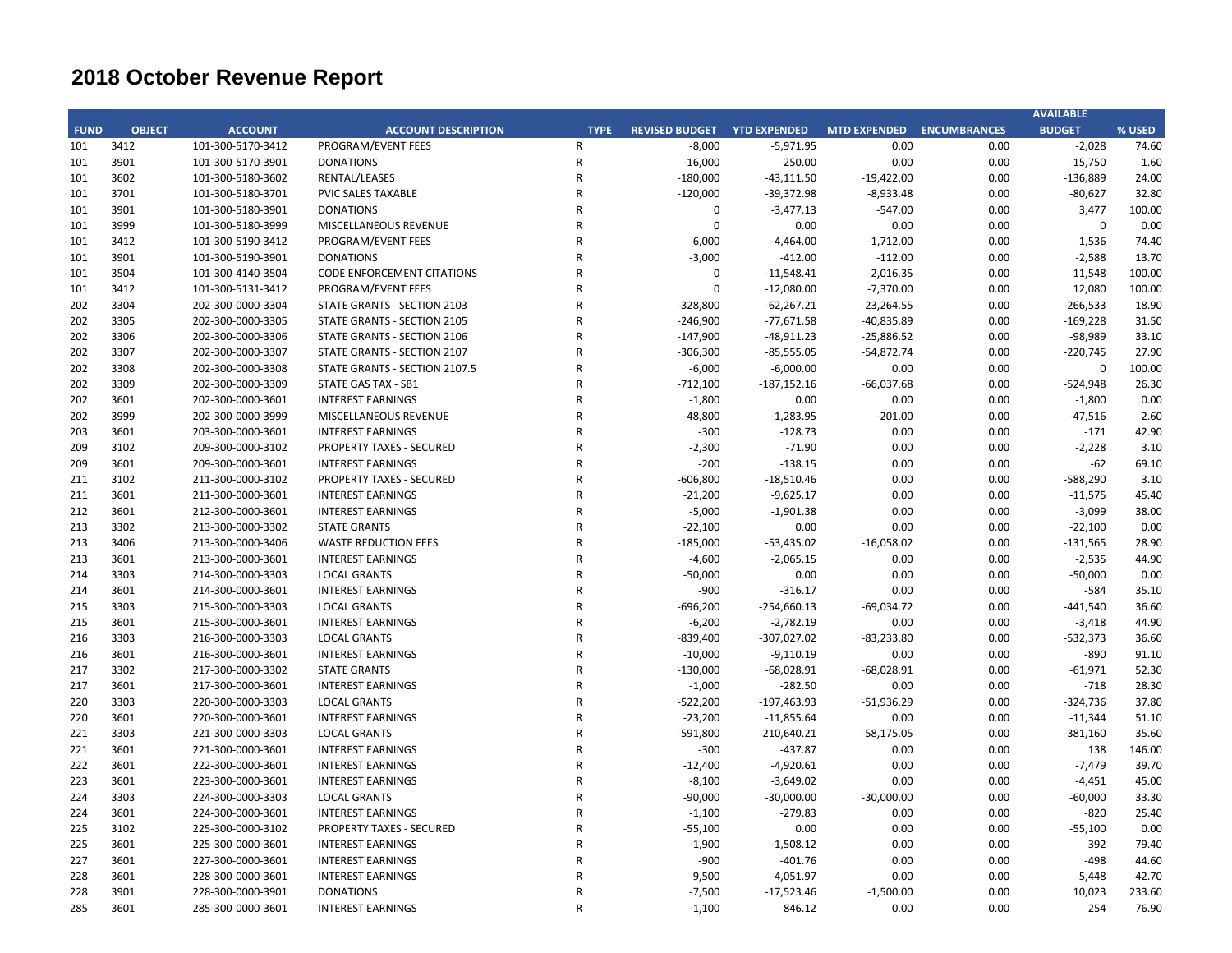# 2018 October Revenue Report

| FUND | OBJECT | ACCOUNT | ACCOUNT DESCRIPTION | TYPE | REVISED BUDGET | YTD EXPENDED | MTD EXPENDED | ENCUMBRANCES | AVAILABLE BUDGET | % USED |
|---|---|---|---|---|---|---|---|---|---|---|
| 101 | 3412 | 101-300-5170-3412 | PROGRAM/EVENT FEES | R | -8,000 | -5,971.95 | 0.00 | 0.00 | -2,028 | 74.60 |
| 101 | 3901 | 101-300-5170-3901 | DONATIONS | R | -16,000 | -250.00 | 0.00 | 0.00 | -15,750 | 1.60 |
| 101 | 3602 | 101-300-5180-3602 | RENTAL/LEASES | R | -180,000 | -43,111.50 | -19,422.00 | 0.00 | -136,889 | 24.00 |
| 101 | 3701 | 101-300-5180-3701 | PVIC SALES TAXABLE | R | -120,000 | -39,372.98 | -8,933.48 | 0.00 | -80,627 | 32.80 |
| 101 | 3901 | 101-300-5180-3901 | DONATIONS | R | 0 | -3,477.13 | -547.00 | 0.00 | 3,477 | 100.00 |
| 101 | 3999 | 101-300-5180-3999 | MISCELLANEOUS REVENUE | R | 0 | 0.00 | 0.00 | 0.00 | 0 | 0.00 |
| 101 | 3412 | 101-300-5190-3412 | PROGRAM/EVENT FEES | R | -6,000 | -4,464.00 | -1,712.00 | 0.00 | -1,536 | 74.40 |
| 101 | 3901 | 101-300-5190-3901 | DONATIONS | R | -3,000 | -412.00 | -112.00 | 0.00 | -2,588 | 13.70 |
| 101 | 3504 | 101-300-4140-3504 | CODE ENFORCEMENT CITATIONS | R | 0 | -11,548.41 | -2,016.35 | 0.00 | 11,548 | 100.00 |
| 101 | 3412 | 101-300-5131-3412 | PROGRAM/EVENT FEES | R | 0 | -12,080.00 | -7,370.00 | 0.00 | 12,080 | 100.00 |
| 202 | 3304 | 202-300-0000-3304 | STATE GRANTS - SECTION 2103 | R | -328,800 | -62,267.21 | -23,264.55 | 0.00 | -266,533 | 18.90 |
| 202 | 3305 | 202-300-0000-3305 | STATE GRANTS - SECTION 2105 | R | -246,900 | -77,671.58 | -40,835.89 | 0.00 | -169,228 | 31.50 |
| 202 | 3306 | 202-300-0000-3306 | STATE GRANTS - SECTION 2106 | R | -147,900 | -48,911.23 | -25,886.52 | 0.00 | -98,989 | 33.10 |
| 202 | 3307 | 202-300-0000-3307 | STATE GRANTS - SECTION 2107 | R | -306,300 | -85,555.05 | -54,872.74 | 0.00 | -220,745 | 27.90 |
| 202 | 3308 | 202-300-0000-3308 | STATE GRANTS - SECTION 2107.5 | R | -6,000 | -6,000.00 | 0.00 | 0.00 | 0 | 100.00 |
| 202 | 3309 | 202-300-0000-3309 | STATE GAS TAX - SB1 | R | -712,100 | -187,152.16 | -66,037.68 | 0.00 | -524,948 | 26.30 |
| 202 | 3601 | 202-300-0000-3601 | INTEREST EARNINGS | R | -1,800 | 0.00 | 0.00 | 0.00 | -1,800 | 0.00 |
| 202 | 3999 | 202-300-0000-3999 | MISCELLANEOUS REVENUE | R | -48,800 | -1,283.95 | -201.00 | 0.00 | -47,516 | 2.60 |
| 203 | 3601 | 203-300-0000-3601 | INTEREST EARNINGS | R | -300 | -128.73 | 0.00 | 0.00 | -171 | 42.90 |
| 209 | 3102 | 209-300-0000-3102 | PROPERTY TAXES - SECURED | R | -2,300 | -71.90 | 0.00 | 0.00 | -2,228 | 3.10 |
| 209 | 3601 | 209-300-0000-3601 | INTEREST EARNINGS | R | -200 | -138.15 | 0.00 | 0.00 | -62 | 69.10 |
| 211 | 3102 | 211-300-0000-3102 | PROPERTY TAXES - SECURED | R | -606,800 | -18,510.46 | 0.00 | 0.00 | -588,290 | 3.10 |
| 211 | 3601 | 211-300-0000-3601 | INTEREST EARNINGS | R | -21,200 | -9,625.17 | 0.00 | 0.00 | -11,575 | 45.40 |
| 212 | 3601 | 212-300-0000-3601 | INTEREST EARNINGS | R | -5,000 | -1,901.38 | 0.00 | 0.00 | -3,099 | 38.00 |
| 213 | 3302 | 213-300-0000-3302 | STATE GRANTS | R | -22,100 | 0.00 | 0.00 | 0.00 | -22,100 | 0.00 |
| 213 | 3406 | 213-300-0000-3406 | WASTE REDUCTION FEES | R | -185,000 | -53,435.02 | -16,058.02 | 0.00 | -131,565 | 28.90 |
| 213 | 3601 | 213-300-0000-3601 | INTEREST EARNINGS | R | -4,600 | -2,065.15 | 0.00 | 0.00 | -2,535 | 44.90 |
| 214 | 3303 | 214-300-0000-3303 | LOCAL GRANTS | R | -50,000 | 0.00 | 0.00 | 0.00 | -50,000 | 0.00 |
| 214 | 3601 | 214-300-0000-3601 | INTEREST EARNINGS | R | -900 | -316.17 | 0.00 | 0.00 | -584 | 35.10 |
| 215 | 3303 | 215-300-0000-3303 | LOCAL GRANTS | R | -696,200 | -254,660.13 | -69,034.72 | 0.00 | -441,540 | 36.60 |
| 215 | 3601 | 215-300-0000-3601 | INTEREST EARNINGS | R | -6,200 | -2,782.19 | 0.00 | 0.00 | -3,418 | 44.90 |
| 216 | 3303 | 216-300-0000-3303 | LOCAL GRANTS | R | -839,400 | -307,027.02 | -83,233.80 | 0.00 | -532,373 | 36.60 |
| 216 | 3601 | 216-300-0000-3601 | INTEREST EARNINGS | R | -10,000 | -9,110.19 | 0.00 | 0.00 | -890 | 91.10 |
| 217 | 3302 | 217-300-0000-3302 | STATE GRANTS | R | -130,000 | -68,028.91 | -68,028.91 | 0.00 | -61,971 | 52.30 |
| 217 | 3601 | 217-300-0000-3601 | INTEREST EARNINGS | R | -1,000 | -282.50 | 0.00 | 0.00 | -718 | 28.30 |
| 220 | 3303 | 220-300-0000-3303 | LOCAL GRANTS | R | -522,200 | -197,463.93 | -51,936.29 | 0.00 | -324,736 | 37.80 |
| 220 | 3601 | 220-300-0000-3601 | INTEREST EARNINGS | R | -23,200 | -11,855.64 | 0.00 | 0.00 | -11,344 | 51.10 |
| 221 | 3303 | 221-300-0000-3303 | LOCAL GRANTS | R | -591,800 | -210,640.21 | -58,175.05 | 0.00 | -381,160 | 35.60 |
| 221 | 3601 | 221-300-0000-3601 | INTEREST EARNINGS | R | -300 | -437.87 | 0.00 | 0.00 | 138 | 146.00 |
| 222 | 3601 | 222-300-0000-3601 | INTEREST EARNINGS | R | -12,400 | -4,920.61 | 0.00 | 0.00 | -7,479 | 39.70 |
| 223 | 3601 | 223-300-0000-3601 | INTEREST EARNINGS | R | -8,100 | -3,649.02 | 0.00 | 0.00 | -4,451 | 45.00 |
| 224 | 3303 | 224-300-0000-3303 | LOCAL GRANTS | R | -90,000 | -30,000.00 | -30,000.00 | 0.00 | -60,000 | 33.30 |
| 224 | 3601 | 224-300-0000-3601 | INTEREST EARNINGS | R | -1,100 | -279.83 | 0.00 | 0.00 | -820 | 25.40 |
| 225 | 3102 | 225-300-0000-3102 | PROPERTY TAXES - SECURED | R | -55,100 | 0.00 | 0.00 | 0.00 | -55,100 | 0.00 |
| 225 | 3601 | 225-300-0000-3601 | INTEREST EARNINGS | R | -1,900 | -1,508.12 | 0.00 | 0.00 | -392 | 79.40 |
| 227 | 3601 | 227-300-0000-3601 | INTEREST EARNINGS | R | -900 | -401.76 | 0.00 | 0.00 | -498 | 44.60 |
| 228 | 3601 | 228-300-0000-3601 | INTEREST EARNINGS | R | -9,500 | -4,051.97 | 0.00 | 0.00 | -5,448 | 42.70 |
| 228 | 3901 | 228-300-0000-3901 | DONATIONS | R | -7,500 | -17,523.46 | -1,500.00 | 0.00 | 10,023 | 233.60 |
| 285 | 3601 | 285-300-0000-3601 | INTEREST EARNINGS | R | -1,100 | -846.12 | 0.00 | 0.00 | -254 | 76.90 |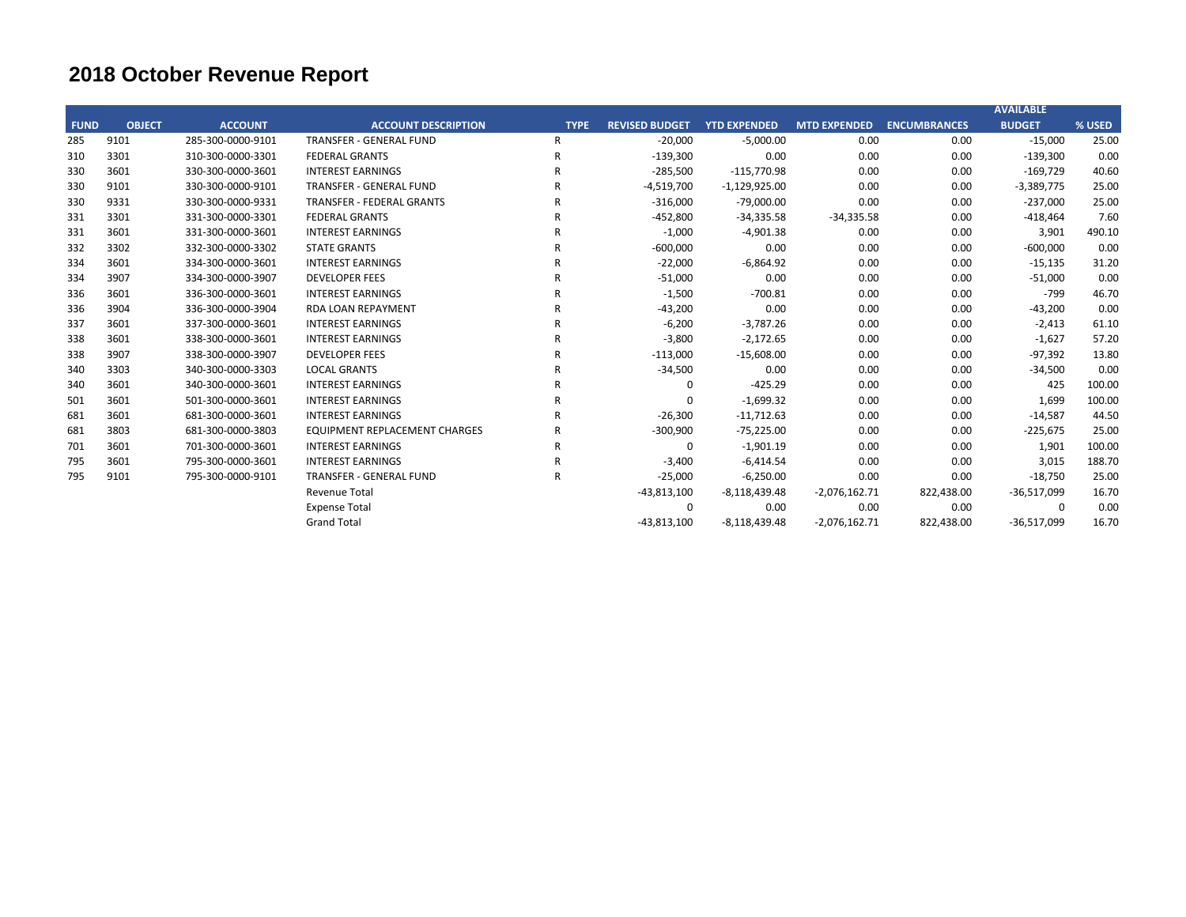# 2018 October Revenue Report

| FUND | OBJECT | ACCOUNT | ACCOUNT DESCRIPTION | TYPE | REVISED BUDGET | YTD EXPENDED | MTD EXPENDED | ENCUMBRANCES | AVAILABLE BUDGET | % USED |
|---|---|---|---|---|---|---|---|---|---|---|
| 285 | 9101 | 285-300-0000-9101 | TRANSFER - GENERAL FUND | R | -20,000 | -5,000.00 | 0.00 | 0.00 | -15,000 | 25.00 |
| 310 | 3301 | 310-300-0000-3301 | FEDERAL GRANTS | R | -139,300 | 0.00 | 0.00 | 0.00 | -139,300 | 0.00 |
| 330 | 3601 | 330-300-0000-3601 | INTEREST EARNINGS | R | -285,500 | -115,770.98 | 0.00 | 0.00 | -169,729 | 40.60 |
| 330 | 9101 | 330-300-0000-9101 | TRANSFER - GENERAL FUND | R | -4,519,700 | -1,129,925.00 | 0.00 | 0.00 | -3,389,775 | 25.00 |
| 330 | 9331 | 330-300-0000-9331 | TRANSFER - FEDERAL GRANTS | R | -316,000 | -79,000.00 | 0.00 | 0.00 | -237,000 | 25.00 |
| 331 | 3301 | 331-300-0000-3301 | FEDERAL GRANTS | R | -452,800 | -34,335.58 | -34,335.58 | 0.00 | -418,464 | 7.60 |
| 331 | 3601 | 331-300-0000-3601 | INTEREST EARNINGS | R | -1,000 | -4,901.38 | 0.00 | 0.00 | 3,901 | 490.10 |
| 332 | 3302 | 332-300-0000-3302 | STATE GRANTS | R | -600,000 | 0.00 | 0.00 | 0.00 | -600,000 | 0.00 |
| 334 | 3601 | 334-300-0000-3601 | INTEREST EARNINGS | R | -22,000 | -6,864.92 | 0.00 | 0.00 | -15,135 | 31.20 |
| 334 | 3907 | 334-300-0000-3907 | DEVELOPER FEES | R | -51,000 | 0.00 | 0.00 | 0.00 | -51,000 | 0.00 |
| 336 | 3601 | 336-300-0000-3601 | INTEREST EARNINGS | R | -1,500 | -700.81 | 0.00 | 0.00 | -799 | 46.70 |
| 336 | 3904 | 336-300-0000-3904 | RDA LOAN REPAYMENT | R | -43,200 | 0.00 | 0.00 | 0.00 | -43,200 | 0.00 |
| 337 | 3601 | 337-300-0000-3601 | INTEREST EARNINGS | R | -6,200 | -3,787.26 | 0.00 | 0.00 | -2,413 | 61.10 |
| 338 | 3601 | 338-300-0000-3601 | INTEREST EARNINGS | R | -3,800 | -2,172.65 | 0.00 | 0.00 | -1,627 | 57.20 |
| 338 | 3907 | 338-300-0000-3907 | DEVELOPER FEES | R | -113,000 | -15,608.00 | 0.00 | 0.00 | -97,392 | 13.80 |
| 340 | 3303 | 340-300-0000-3303 | LOCAL GRANTS | R | -34,500 | 0.00 | 0.00 | 0.00 | -34,500 | 0.00 |
| 340 | 3601 | 340-300-0000-3601 | INTEREST EARNINGS | R | 0 | -425.29 | 0.00 | 0.00 | 425 | 100.00 |
| 501 | 3601 | 501-300-0000-3601 | INTEREST EARNINGS | R | 0 | -1,699.32 | 0.00 | 0.00 | 1,699 | 100.00 |
| 681 | 3601 | 681-300-0000-3601 | INTEREST EARNINGS | R | -26,300 | -11,712.63 | 0.00 | 0.00 | -14,587 | 44.50 |
| 681 | 3803 | 681-300-0000-3803 | EQUIPMENT REPLACEMENT CHARGES | R | -300,900 | -75,225.00 | 0.00 | 0.00 | -225,675 | 25.00 |
| 701 | 3601 | 701-300-0000-3601 | INTEREST EARNINGS | R | 0 | -1,901.19 | 0.00 | 0.00 | 1,901 | 100.00 |
| 795 | 3601 | 795-300-0000-3601 | INTEREST EARNINGS | R | -3,400 | -6,414.54 | 0.00 | 0.00 | 3,015 | 188.70 |
| 795 | 9101 | 795-300-0000-9101 | TRANSFER - GENERAL FUND | R | -25,000 | -6,250.00 | 0.00 | 0.00 | -18,750 | 25.00 |
| | | | Revenue Total | | -43,813,100 | -8,118,439.48 | -2,076,162.71 | 822,438.00 | -36,517,099 | 16.70 |
| | | | Expense Total | | 0 | 0.00 | 0.00 | 0.00 | 0 | 0.00 |
| | | | Grand Total | | -43,813,100 | -8,118,439.48 | -2,076,162.71 | 822,438.00 | -36,517,099 | 16.70 |